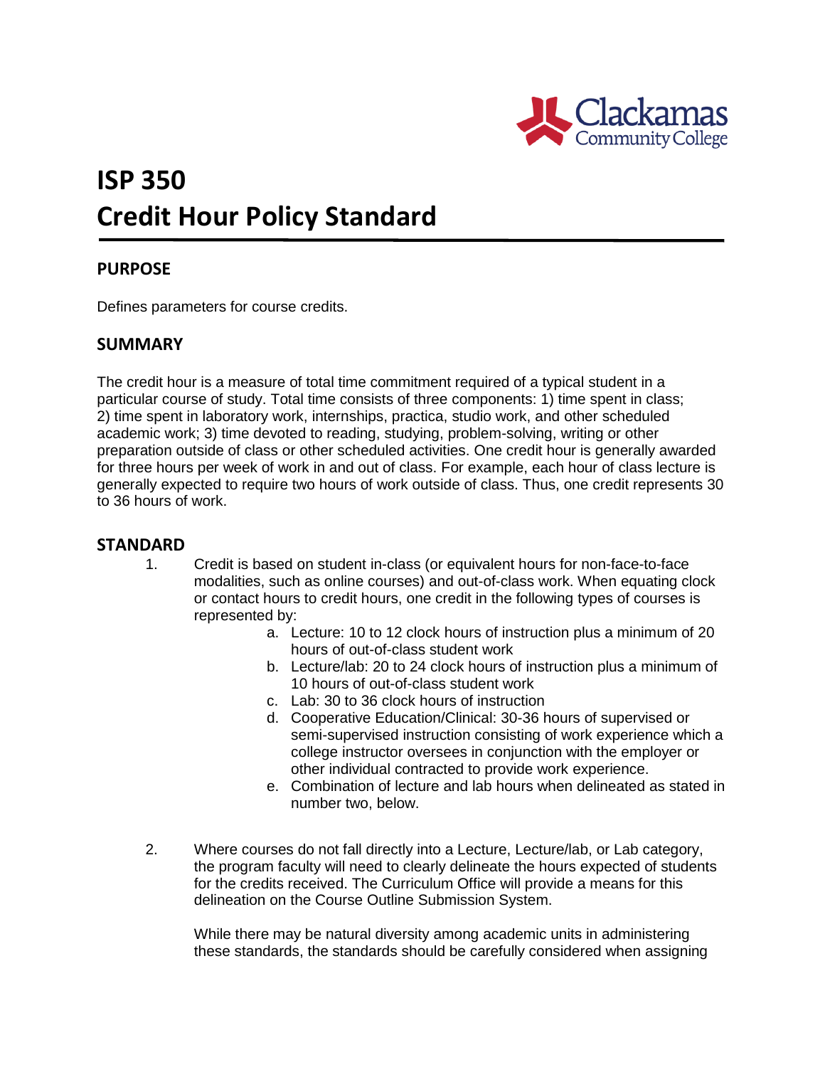# ISP 350
# Credit Hour Policy Standard

## PURPOSE

Defines parameters for course credits.

## SUMMARY

The credit hour is a measure of total time commitment required of a typical student in a particular course of study. Total time consists of three components: 1) time spent in class; 2) time spent in laboratory work, internships, practica, studio work, and other scheduled academic work; 3) time devoted to reading, studying, problem-solving, writing or other preparation outside of class or other scheduled activities. One credit hour is generally awarded for three hours per week of work in and out of class. For example, each hour of class lecture is generally expected to require two hours of work outside of class. Thus, one credit represents 30 to 36 hours of work.

## STANDARD

1. Credit is based on student in-class (or equivalent hours for non-face-to-face modalities, such as online courses) and out-of-class work. When equating clock or contact hours to credit hours, one credit in the following types of courses is represented by:
    a. Lecture: 10 to 12 clock hours of instruction plus a minimum of 20 hours of out-of-class student work
    b. Lecture/lab: 20 to 24 clock hours of instruction plus a minimum of 10 hours of out-of-class student work
    c. Lab: 30 to 36 clock hours of instruction
    d. Cooperative Education/Clinical: 30-36 hours of supervised or semi-supervised instruction consisting of work experience which a college instructor oversees in conjunction with the employer or other individual contracted to provide work experience.
    e. Combination of lecture and lab hours when delineated as stated in number two, below.

2. Where courses do not fall directly into a Lecture, Lecture/lab, or Lab category, the program faculty will need to clearly delineate the hours expected of students for the credits received. The Curriculum Office will provide a means for this delineation on the Course Outline Submission System.

    While there may be natural diversity among academic units in administering these standards, the standards should be carefully considered when assigning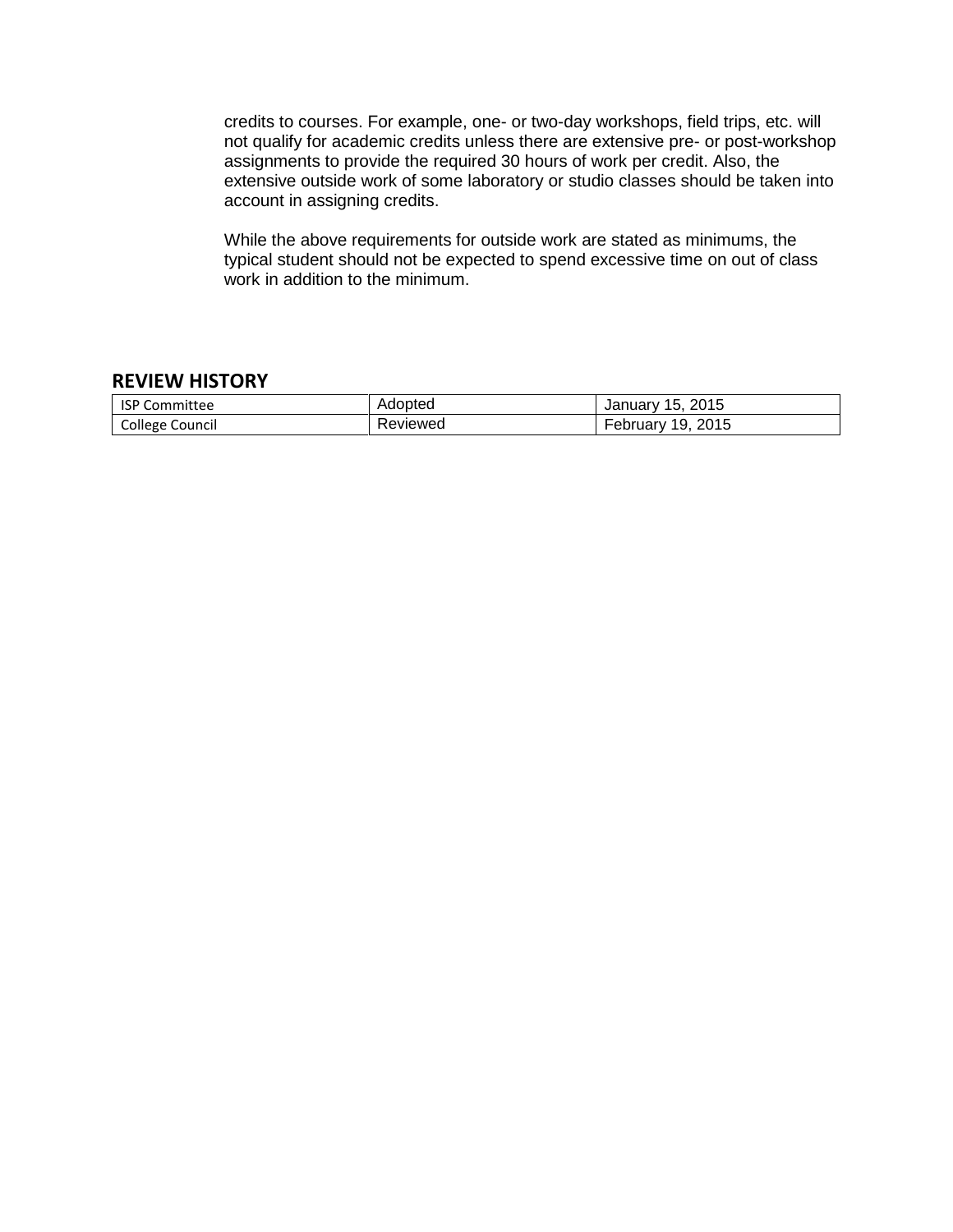credits to courses. For example, one- or two-day workshops, field trips, etc. will not qualify for academic credits unless there are extensive pre- or post-workshop assignments to provide the required 30 hours of work per credit. Also, the extensive outside work of some laboratory or studio classes should be taken into account in assigning credits.

While the above requirements for outside work are stated as minimums, the typical student should not be expected to spend excessive time on out of class work in addition to the minimum.

## REVIEW HISTORY

| | | |
|---|---|---|
| ISP Committee | Adopted | January 15, 2015 |
| College Council | Reviewed | February 19, 2015 |